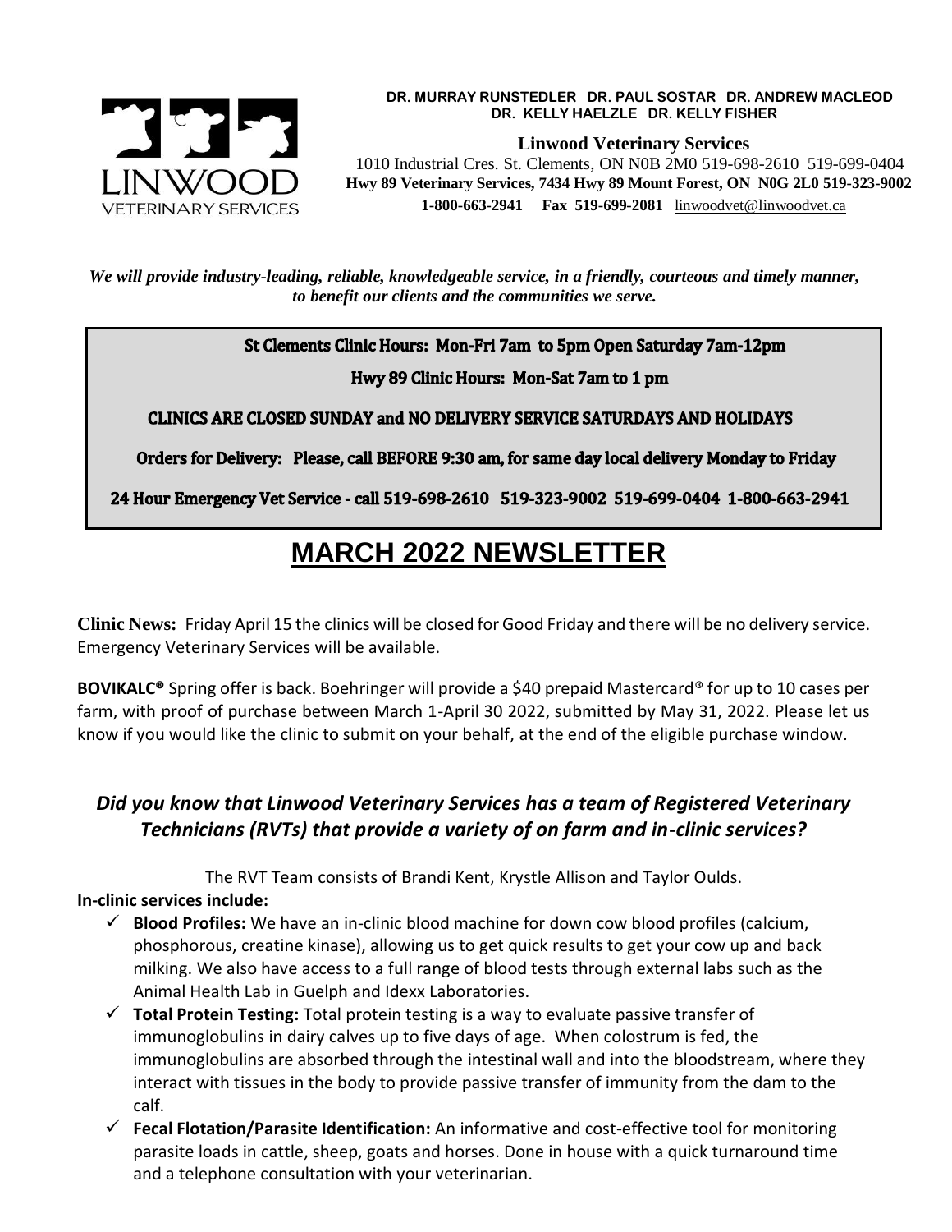**DR. MURRAY RUNSTEDLER DR. PAUL SOSTAR DR. ANDREW MACLEOD**
**DR. KELLY HAELZLE DR. KELLY FISHER**

**Linwood Veterinary Services**

1010 Industrial Cres. St. Clements, ON N0B 2M0 519-698-2610 519-699-0404
**Hwy 89 Veterinary Services, 7434 Hwy 89 Mount Forest, ON N0G 2L0 519-323-9002**
**1-800-663-2941 Fax 519-699-2081** linwoodvet@linwoodvet.ca

***We will provide industry-leading, reliable, knowledgeable service, in a friendly, courteous and timely manner, to benefit our clients and the communities we serve.***

**St Clements Clinic Hours: Mon-Fri 7am to 5pm Open Saturday 7am-12pm**

**Hwy 89 Clinic Hours: Mon-Sat 7am to 1 pm**

**CLINICS ARE CLOSED SUNDAY and NO DELIVERY SERVICE SATURDAYS AND HOLIDAYS**

**Orders for Delivery: Please, call BEFORE 9:30 am, for same day local delivery Monday to Friday**

**24 Hour Emergency Vet Service - call 519-698-2610 519-323-9002 519-699-0404 1-800-663-2941**

# MARCH 2022 NEWSLETTER

**Clinic News:** Friday April 15 the clinics will be closed for Good Friday and there will be no delivery service. Emergency Veterinary Services will be available.

**BOVIKALC®** Spring offer is back. Boehringer will provide a $40 prepaid Mastercard® for up to 10 cases per farm, with proof of purchase between March 1-April 30 2022, submitted by May 31, 2022. Please let us know if you would like the clinic to submit on your behalf, at the end of the eligible purchase window.

## *Did you know that Linwood Veterinary Services has a team of Registered Veterinary Technicians (RVTs) that provide a variety of on farm and in-clinic services?*

The RVT Team consists of Brandi Kent, Krystle Allison and Taylor Oulds.

**In-clinic services include:**

- ✓ **Blood Profiles:** We have an in-clinic blood machine for down cow blood profiles (calcium, phosphorous, creatine kinase), allowing us to get quick results to get your cow up and back milking. We also have access to a full range of blood tests through external labs such as the Animal Health Lab in Guelph and Idexx Laboratories.
- ✓ **Total Protein Testing:** Total protein testing is a way to evaluate passive transfer of immunoglobulins in dairy calves up to five days of age. When colostrum is fed, the immunoglobulins are absorbed through the intestinal wall and into the bloodstream, where they interact with tissues in the body to provide passive transfer of immunity from the dam to the calf.
- ✓ **Fecal Flotation/Parasite Identification:** An informative and cost-effective tool for monitoring parasite loads in cattle, sheep, goats and horses. Done in house with a quick turnaround time and a telephone consultation with your veterinarian.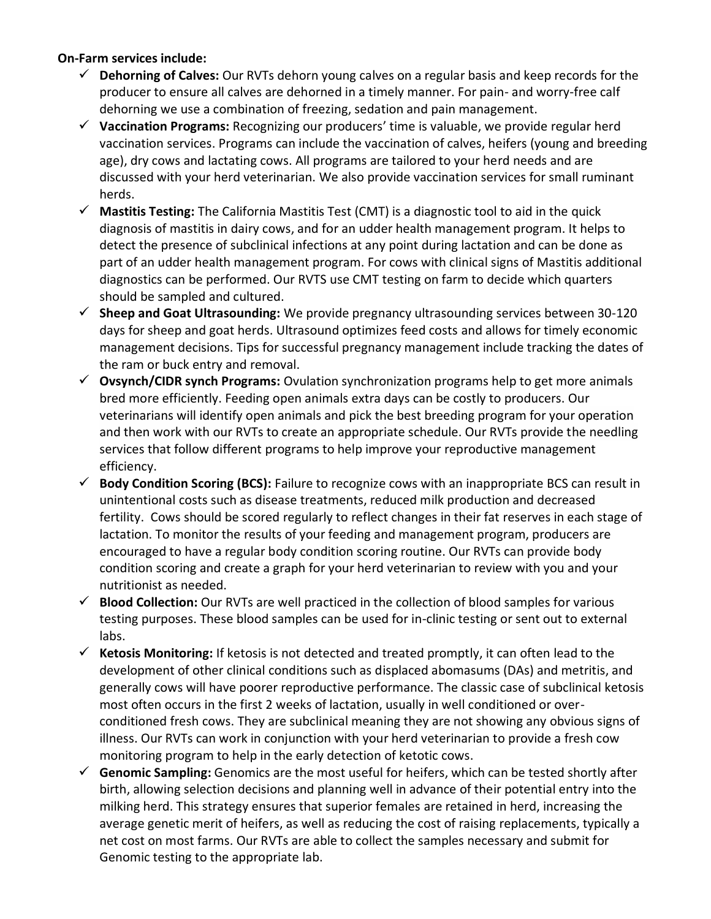**On-Farm services include:**

- ✓ **Dehorning of Calves:** Our RVTs dehorn young calves on a regular basis and keep records for the producer to ensure all calves are dehorned in a timely manner. For pain- and worry-free calf dehorning we use a combination of freezing, sedation and pain management.
- ✓ **Vaccination Programs:** Recognizing our producers' time is valuable, we provide regular herd vaccination services. Programs can include the vaccination of calves, heifers (young and breeding age), dry cows and lactating cows. All programs are tailored to your herd needs and are discussed with your herd veterinarian. We also provide vaccination services for small ruminant herds.
- ✓ **Mastitis Testing:** The California Mastitis Test (CMT) is a diagnostic tool to aid in the quick diagnosis of mastitis in dairy cows, and for an udder health management program. It helps to detect the presence of subclinical infections at any point during lactation and can be done as part of an udder health management program. For cows with clinical signs of Mastitis additional diagnostics can be performed. Our RVTS use CMT testing on farm to decide which quarters should be sampled and cultured.
- ✓ **Sheep and Goat Ultrasounding:** We provide pregnancy ultrasounding services between 30-120 days for sheep and goat herds. Ultrasound optimizes feed costs and allows for timely economic management decisions. Tips for successful pregnancy management include tracking the dates of the ram or buck entry and removal.
- ✓ **Ovsynch/CIDR synch Programs:** Ovulation synchronization programs help to get more animals bred more efficiently. Feeding open animals extra days can be costly to producers. Our veterinarians will identify open animals and pick the best breeding program for your operation and then work with our RVTs to create an appropriate schedule. Our RVTs provide the needling services that follow different programs to help improve your reproductive management efficiency.
- ✓ **Body Condition Scoring (BCS):** Failure to recognize cows with an inappropriate BCS can result in unintentional costs such as disease treatments, reduced milk production and decreased fertility. Cows should be scored regularly to reflect changes in their fat reserves in each stage of lactation. To monitor the results of your feeding and management program, producers are encouraged to have a regular body condition scoring routine. Our RVTs can provide body condition scoring and create a graph for your herd veterinarian to review with you and your nutritionist as needed.
- ✓ **Blood Collection:** Our RVTs are well practiced in the collection of blood samples for various testing purposes. These blood samples can be used for in-clinic testing or sent out to external labs.
- ✓ **Ketosis Monitoring:** If ketosis is not detected and treated promptly, it can often lead to the development of other clinical conditions such as displaced abomasums (DAs) and metritis, and generally cows will have poorer reproductive performance. The classic case of subclinical ketosis most often occurs in the first 2 weeks of lactation, usually in well conditioned or over-conditioned fresh cows. They are subclinical meaning they are not showing any obvious signs of illness. Our RVTs can work in conjunction with your herd veterinarian to provide a fresh cow monitoring program to help in the early detection of ketotic cows.
- ✓ **Genomic Sampling:** Genomics are the most useful for heifers, which can be tested shortly after birth, allowing selection decisions and planning well in advance of their potential entry into the milking herd. This strategy ensures that superior females are retained in herd, increasing the average genetic merit of heifers, as well as reducing the cost of raising replacements, typically a net cost on most farms. Our RVTs are able to collect the samples necessary and submit for Genomic testing to the appropriate lab.